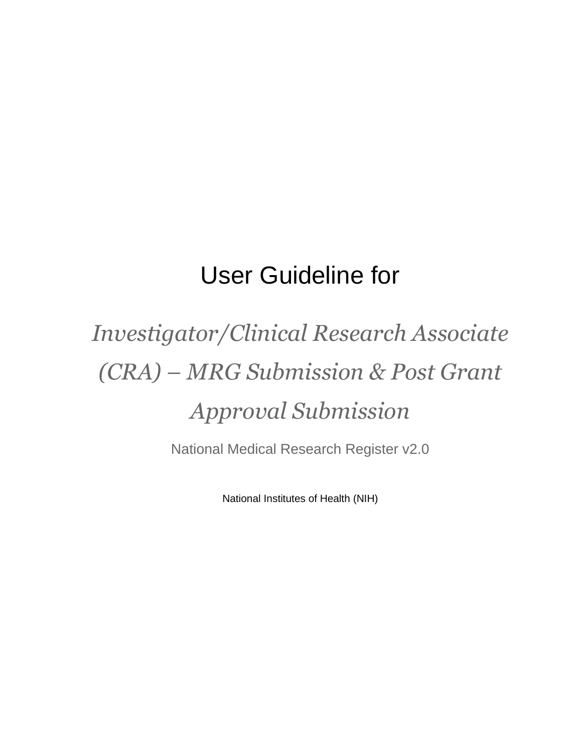# User Guideline for

## *Investigator/Clinical Research Associate (CRA) – MRG Submission & Post Grant Approval Submission*

National Medical Research Register v2.0

National Institutes of Health (NIH)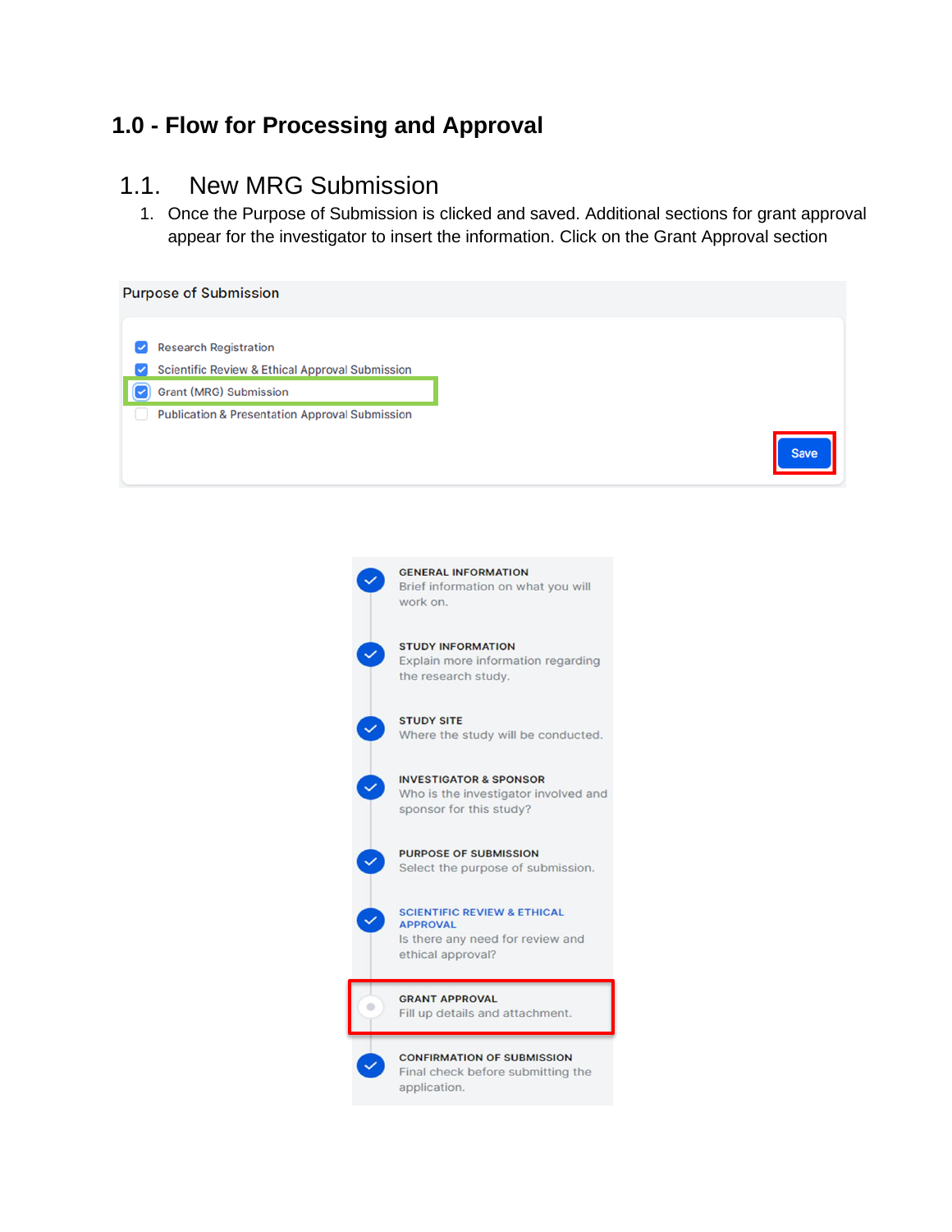# 1.0 - Flow for Processing and Approval

## 1.1. New MRG Submission

1. Once the Purpose of Submission is clicked and saved. Additional sections for grant approval appear for the investigator to insert the information. Click on the Grant Approval section

Purpose of Submission

- [x] Research Registration
- [x] Scientific Review & Ethical Approval Submission
- [x] Grant (MRG) Submission
- [ ] Publication & Presentation Approval Submission

Save

GENERAL INFORMATION
Brief information on what you will work on.

STUDY INFORMATION
Explain more information regarding the research study.

STUDY SITE
Where the study will be conducted.

INVESTIGATOR & SPONSOR
Who is the investigator involved and sponsor for this study?

PURPOSE OF SUBMISSION
Select the purpose of submission.

SCIENTIFIC REVIEW & ETHICAL APPROVAL
Is there any need for review and ethical approval?

GRANT APPROVAL
Fill up details and attachment.

CONFIRMATION OF SUBMISSION
Final check before submitting the application.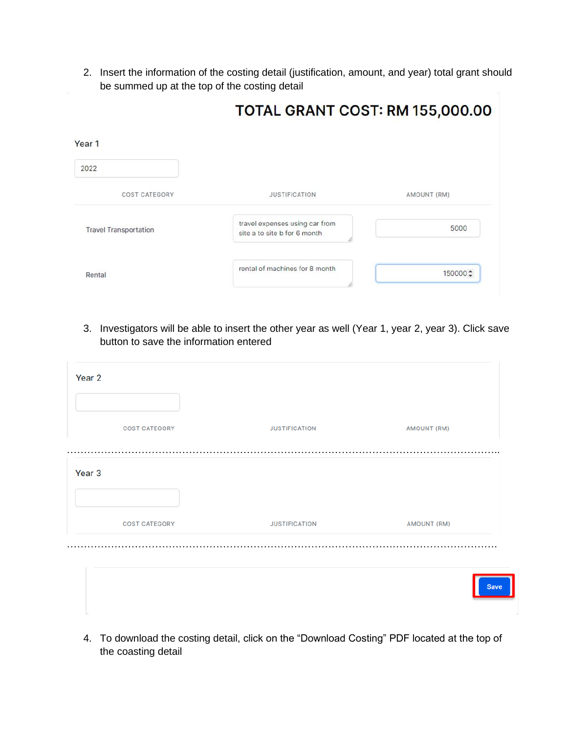2. Insert the information of the costing detail (justification, amount, and year) total grant should be summed up at the top of the costing detail

**TOTAL GRANT COST: RM 155,000.00**

Year 1

2022

| COST CATEGORY | JUSTIFICATION | AMOUNT (RM) |
| --- | --- | --- |
| Travel Transportation | travel expenses using car from site a to site b for 6 month | 5000 |
| Rental | rental of machines for 8 month | 150000 |

3. Investigators will be able to insert the other year as well (Year 1, year 2, year 3). Click save button to save the information entered

Year 2

| COST CATEGORY | JUSTIFICATION | AMOUNT (RM) |
| --- | --- | --- |

Year 3

| COST CATEGORY | JUSTIFICATION | AMOUNT (RM) |
| --- | --- | --- |

Save

4. To download the costing detail, click on the "Download Costing" PDF located at the top of the coasting detail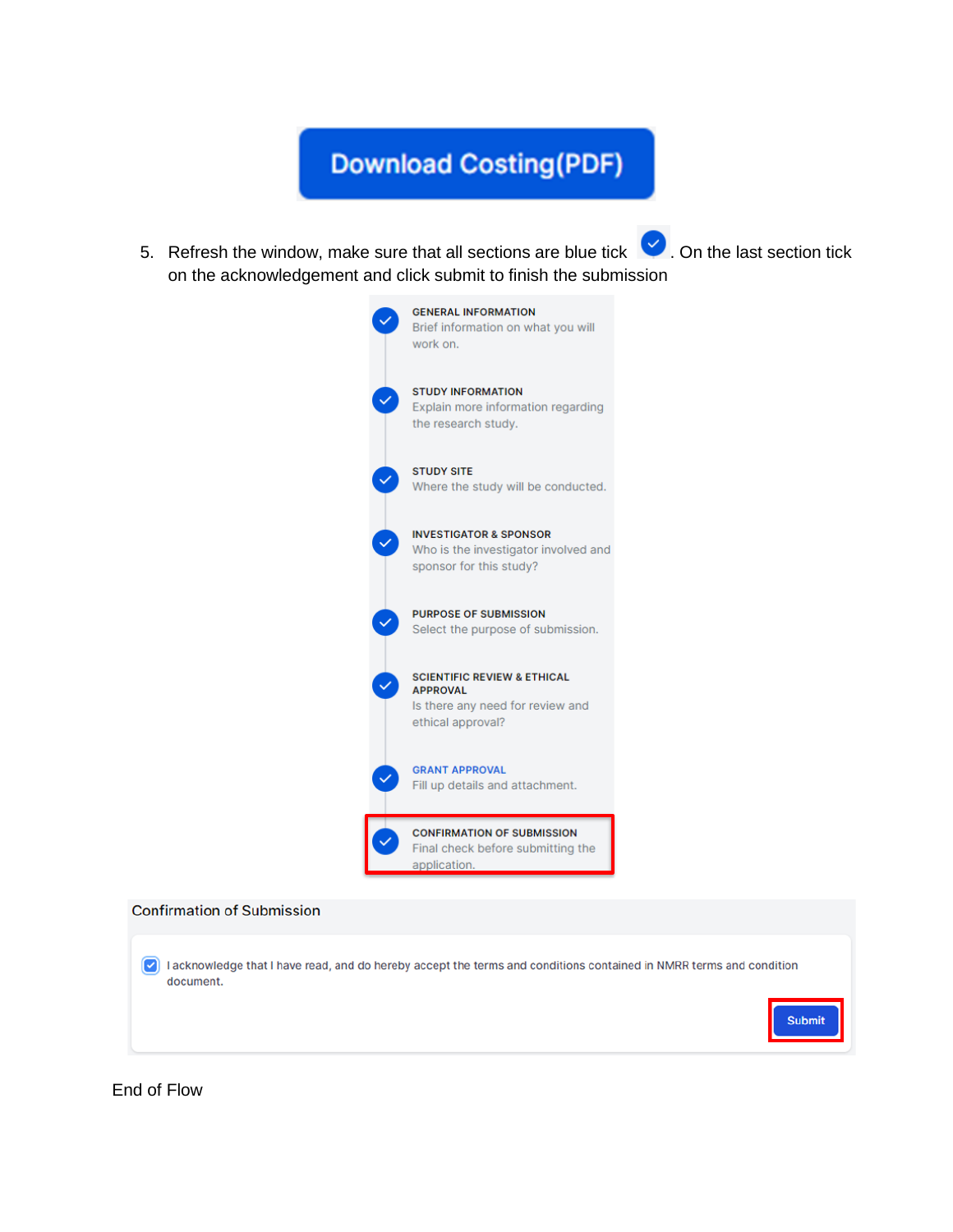Download Costing(PDF)

5. Refresh the window, make sure that all sections are blue tick ✓. On the last section tick on the acknowledgement and click submit to finish the submission

GENERAL INFORMATION
Brief information on what you will work on.

STUDY INFORMATION
Explain more information regarding the research study.

STUDY SITE
Where the study will be conducted.

INVESTIGATOR & SPONSOR
Who is the investigator involved and sponsor for this study?

PURPOSE OF SUBMISSION
Select the purpose of submission.

SCIENTIFIC REVIEW & ETHICAL APPROVAL
Is there any need for review and ethical approval?

GRANT APPROVAL
Fill up details and attachment.

CONFIRMATION OF SUBMISSION
Final check before submitting the application.

Confirmation of Submission

I acknowledge that I have read, and do hereby accept the terms and conditions contained in NMRR terms and condition document.

Submit

End of Flow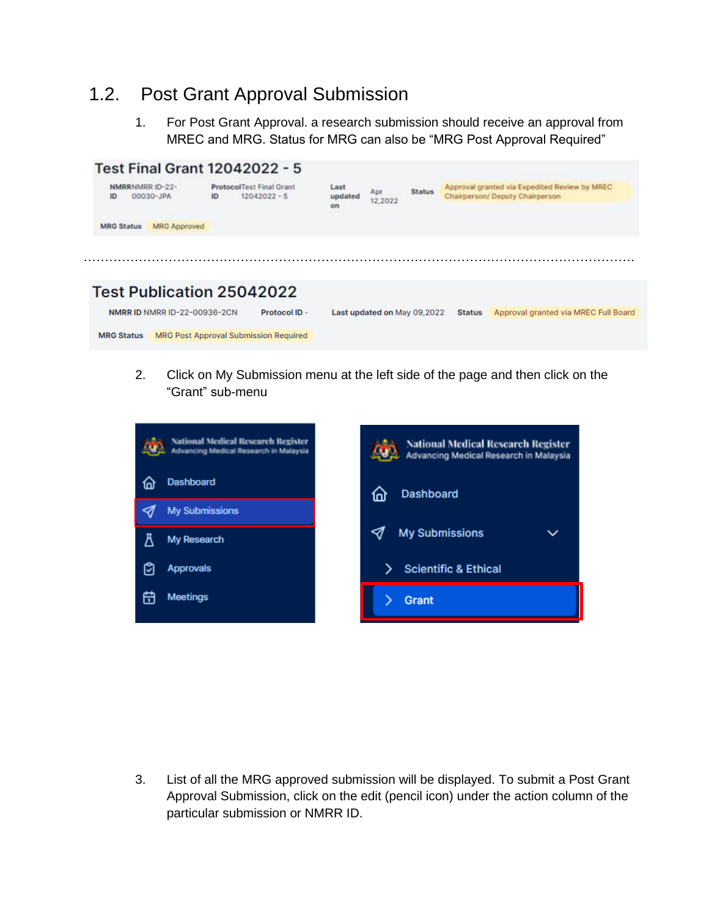## 1.2. Post Grant Approval Submission

1. For Post Grant Approval. a research submission should receive an approval from MREC and MRG. Status for MRG can also be "MRG Post Approval Required"

**Test Final Grant 12042022 - 5**

NMRR ID NMRR ID-22-00030-JPA | Protocol ID Test Final Grant 12042022 - 5 | Last updated on Apr 12,2022 | Status Approval granted via Expedited Review by MREC Chairperson/ Deputy Chairperson

MRG Status MRG Approved

........................................................................................................................................

**Test Publication 25042022**

NMRR ID NMRR ID-22-00936-2CN | Protocol ID - | Last updated on May 09,2022 | Status Approval granted via MREC Full Board

MRG Status MRG Post Approval Submission Required

2. Click on My Submission menu at the left side of the page and then click on the "Grant" sub-menu

3. List of all the MRG approved submission will be displayed. To submit a Post Grant Approval Submission, click on the edit (pencil icon) under the action column of the particular submission or NMRR ID.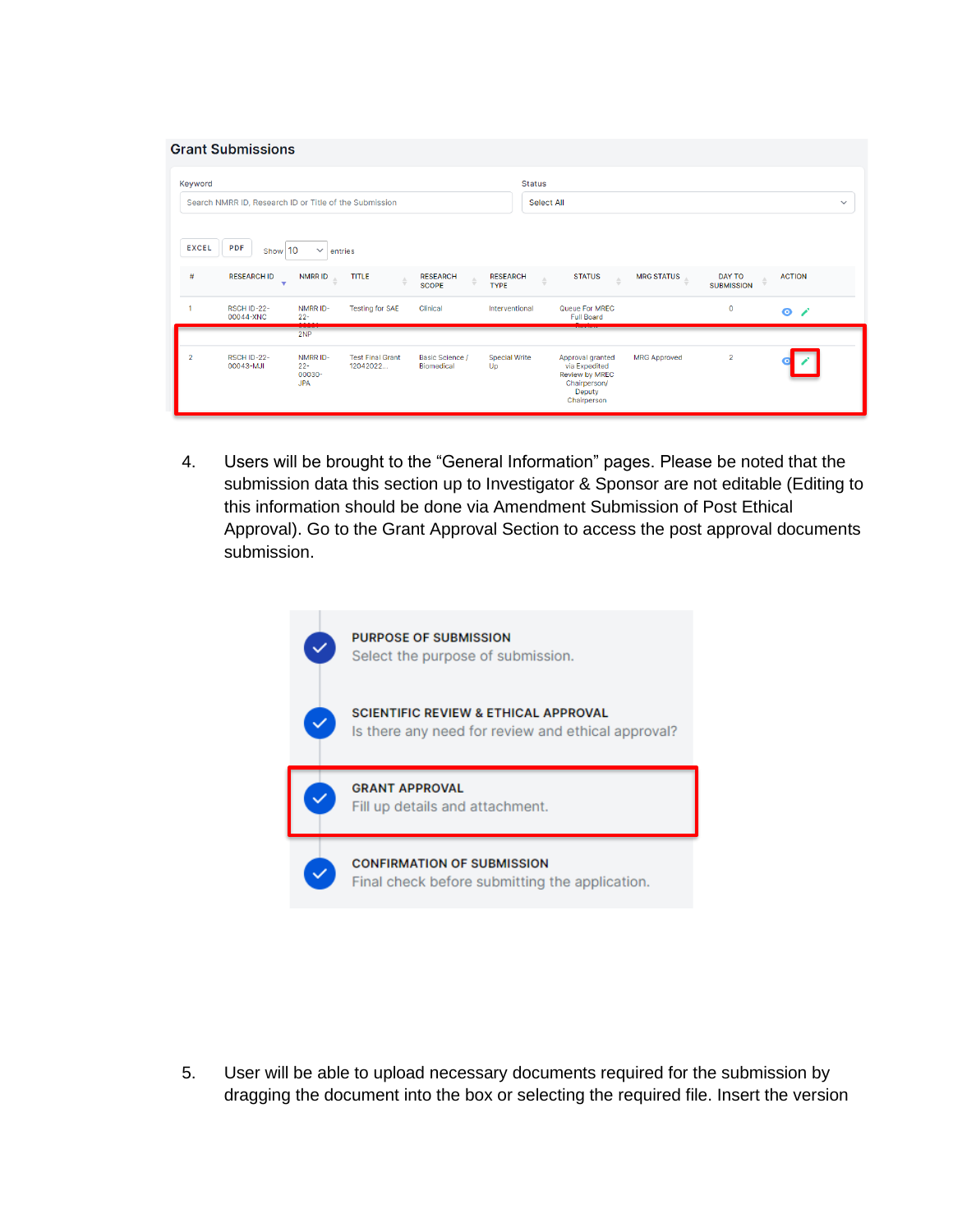## Grant Submissions

Keyword: Search NMRR ID, Research ID or Title of the Submission

Status: Select All

EXCEL | PDF | Show 10 entries

| # | RESEARCH ID | NMRR ID | TITLE | RESEARCH SCOPE | RESEARCH TYPE | STATUS | MRG STATUS | DAY TO SUBMISSION | ACTION |
|---|---|---|---|---|---|---|---|---|---|
| 1 | RSCH ID-22-00044-XNC | NMRR ID-22-...-2NP | Testing for SAE | Clinical | Interventional | Queue For MREC Full Board Review | | 0 | |
| 2 | RSCH ID-22-00043-MJI | NMRR ID-22-00030-JPA | Test Final Grant 12042022... | Basic Science / Biomedical | Special Write Up | Approval granted via Expedited Review by MREC Chairperson/ Deputy Chairperson | MRG Approved | 2 | |

4. Users will be brought to the "General Information" pages. Please be noted that the submission data this section up to Investigator & Sponsor are not editable (Editing to this information should be done via Amendment Submission of Post Ethical Approval). Go to the Grant Approval Section to access the post approval documents submission.

- **PURPOSE OF SUBMISSION** – Select the purpose of submission.
- **SCIENTIFIC REVIEW & ETHICAL APPROVAL** – Is there any need for review and ethical approval?
- **GRANT APPROVAL** – Fill up details and attachment.
- **CONFIRMATION OF SUBMISSION** – Final check before submitting the application.

5. User will be able to upload necessary documents required for the submission by dragging the document into the box or selecting the required file. Insert the version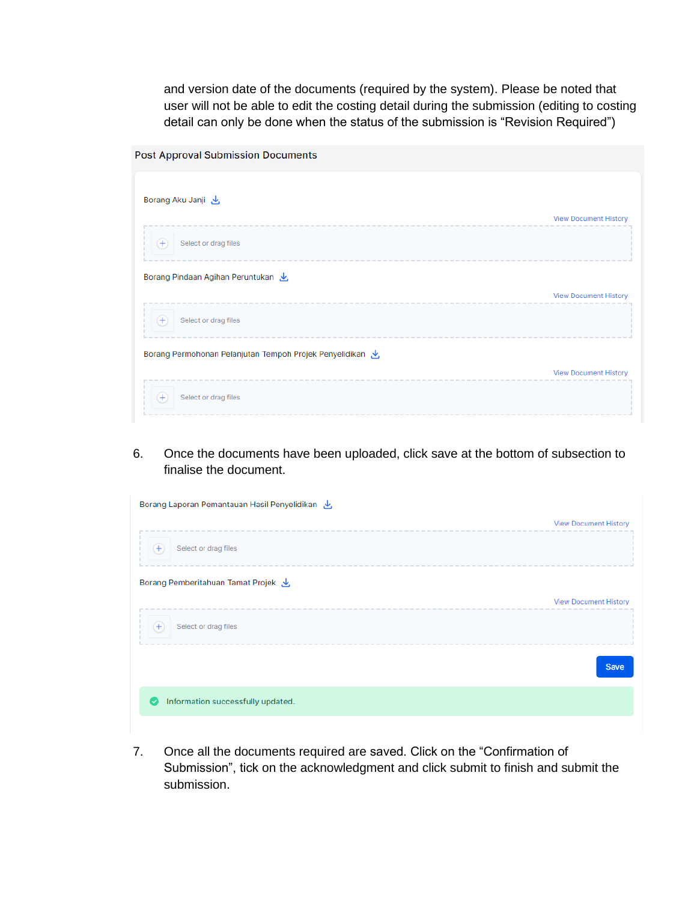and version date of the documents (required by the system). Please be noted that user will not be able to edit the costing detail during the submission (editing to costing detail can only be done when the status of the submission is "Revision Required")

Post Approval Submission Documents

Borang Aku Janji

View Document History

Select or drag files

Borang Pindaan Agihan Peruntukan

View Document History

Select or drag files

Borang Permohonan Pelanjutan Tempoh Projek Penyelidikan

View Document History

Select or drag files

6. Once the documents have been uploaded, click save at the bottom of subsection to finalise the document.

Borang Laporan Pemantauan Hasil Penyelidikan

View Document History

Select or drag files

Borang Pemberitahuan Tamat Projek

View Document History

Select or drag files

Save

Information successfully updated.

7. Once all the documents required are saved. Click on the "Confirmation of Submission", tick on the acknowledgment and click submit to finish and submit the submission.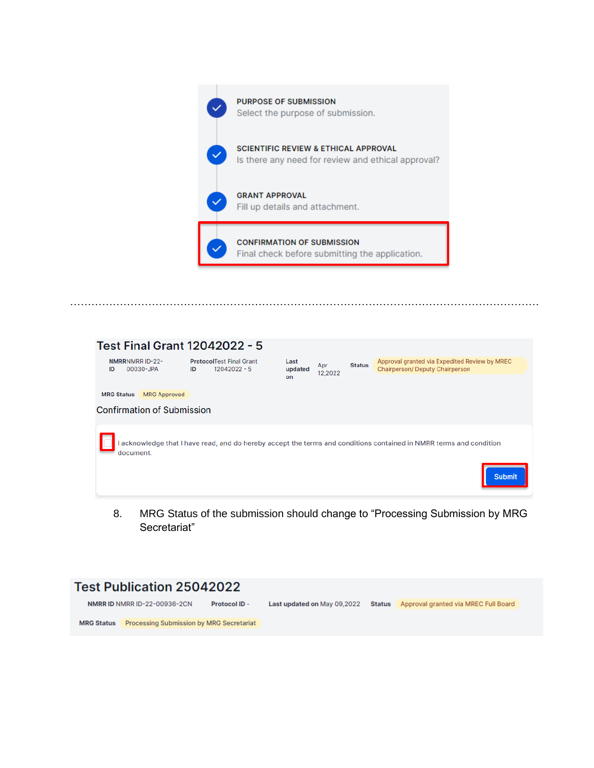PURPOSE OF SUBMISSION
Select the purpose of submission.

SCIENTIFIC REVIEW & ETHICAL APPROVAL
Is there any need for review and ethical approval?

GRANT APPROVAL
Fill up details and attachment.

CONFIRMATION OF SUBMISSION
Final check before submitting the application.

.......................................................................................................................................

## Test Final Grant 12042022 - 5

**NMRR ID** NMRR ID-22-00030-JPA **Protocol ID** Test Final Grant 12042022 - 5 **Last updated on** Apr 12,2022 **Status** Approval granted via Expedited Review by MREC Chairperson/ Deputy Chairperson

**MRG Status** MRG Approved

Confirmation of Submission

☐ I acknowledge that I have read, and do hereby accept the terms and conditions contained in NMRR terms and condition document.

Submit

8. MRG Status of the submission should change to "Processing Submission by MRG Secretariat"

## Test Publication 25042022

**NMRR ID** NMRR ID-22-00936-2CN **Protocol ID** - **Last updated on** May 09,2022 **Status** Approval granted via MREC Full Board

**MRG Status** Processing Submission by MRG Secretariat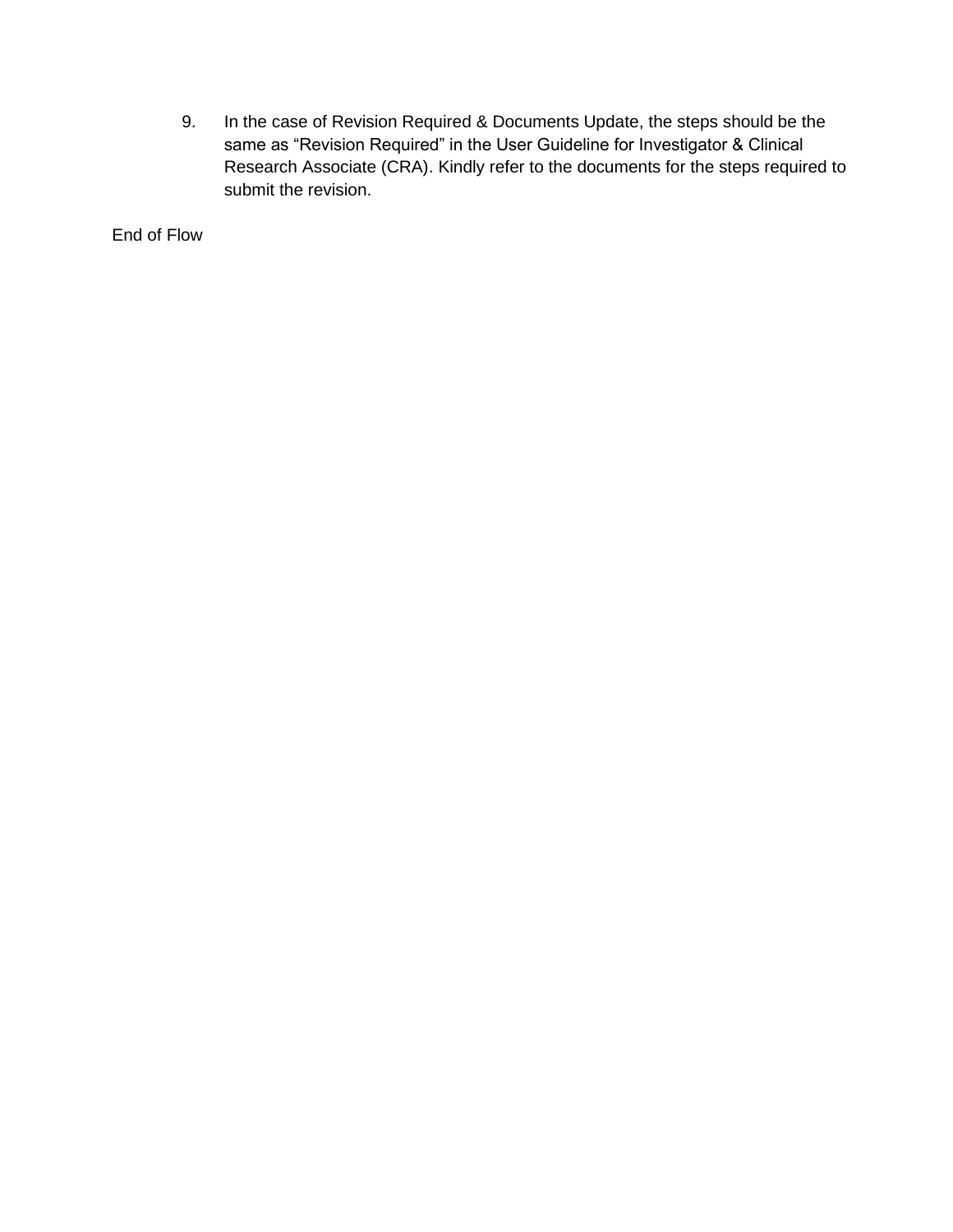9. In the case of Revision Required & Documents Update, the steps should be the same as “Revision Required” in the User Guideline for Investigator & Clinical Research Associate (CRA). Kindly refer to the documents for the steps required to submit the revision.

End of Flow